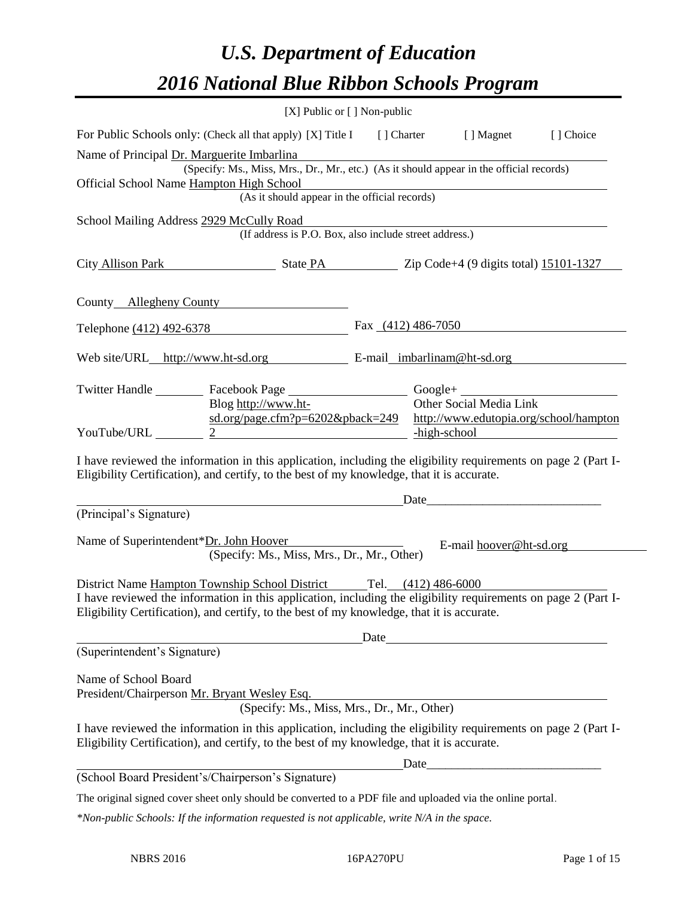# U.S. Department of Education

# 2016 National Blue Ribbon Schools Program

[X] Public or [ ] Non-public

For Public Schools only: (Check all that apply) [X] Title I [ ] Charter [ ] Magnet [ ] Choice

Name of Principal Dr. Marguerite Imbarlina
(Specify: Ms., Miss, Mrs., Dr., Mr., etc.) (As it should appear in the official records)

Official School Name Hampton High School
(As it should appear in the official records)

School Mailing Address 2929 McCully Road
(If address is P.O. Box, also include street address.)

City Allison Park State PA Zip Code+4 (9 digits total) 15101-1327

County Allegheny County

Telephone (412) 492-6378 Fax (412) 486-7050

Web site/URL http://www.ht-sd.org E-mail imbarlinam@ht-sd.org

Twitter Handle ________ Facebook Page ________ Google+ ________

YouTube/URL ________ Blog http://www.ht-sd.org/page.cfm?p=6202&pback=2492 Other Social Media Link http://www.edutopia.org/school/hampton-high-school

I have reviewed the information in this application, including the eligibility requirements on page 2 (Part I-Eligibility Certification), and certify, to the best of my knowledge, that it is accurate.

_______________________________ Date_______________________
(Principal's Signature)

Name of Superintendent*Dr. John Hoover E-mail hoover@ht-sd.org
(Specify: Ms., Miss, Mrs., Dr., Mr., Other)

District Name Hampton Township School District Tel. (412) 486-6000

I have reviewed the information in this application, including the eligibility requirements on page 2 (Part I-Eligibility Certification), and certify, to the best of my knowledge, that it is accurate.

_______________________________ Date_______________________
(Superintendent's Signature)

Name of School Board
President/Chairperson Mr. Bryant Wesley Esq.
(Specify: Ms., Miss, Mrs., Dr., Mr., Other)

I have reviewed the information in this application, including the eligibility requirements on page 2 (Part I-Eligibility Certification), and certify, to the best of my knowledge, that it is accurate.

_______________________________ Date_______________________
(School Board President's/Chairperson's Signature)

The original signed cover sheet only should be converted to a PDF file and uploaded via the online portal.

*\*Non-public Schools: If the information requested is not applicable, write N/A in the space.*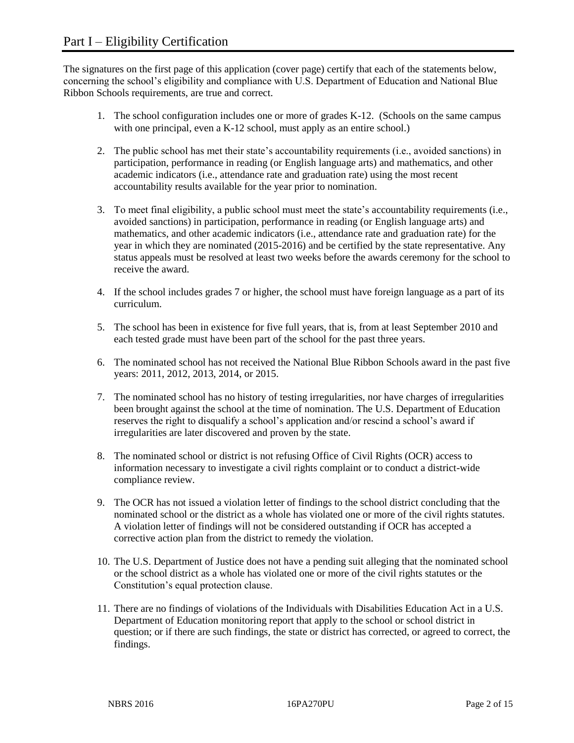# Part I – Eligibility Certification

The signatures on the first page of this application (cover page) certify that each of the statements below, concerning the school's eligibility and compliance with U.S. Department of Education and National Blue Ribbon Schools requirements, are true and correct.

1. The school configuration includes one or more of grades K-12. (Schools on the same campus with one principal, even a K-12 school, must apply as an entire school.)
2. The public school has met their state's accountability requirements (i.e., avoided sanctions) in participation, performance in reading (or English language arts) and mathematics, and other academic indicators (i.e., attendance rate and graduation rate) using the most recent accountability results available for the year prior to nomination.
3. To meet final eligibility, a public school must meet the state's accountability requirements (i.e., avoided sanctions) in participation, performance in reading (or English language arts) and mathematics, and other academic indicators (i.e., attendance rate and graduation rate) for the year in which they are nominated (2015-2016) and be certified by the state representative. Any status appeals must be resolved at least two weeks before the awards ceremony for the school to receive the award.
4. If the school includes grades 7 or higher, the school must have foreign language as a part of its curriculum.
5. The school has been in existence for five full years, that is, from at least September 2010 and each tested grade must have been part of the school for the past three years.
6. The nominated school has not received the National Blue Ribbon Schools award in the past five years: 2011, 2012, 2013, 2014, or 2015.
7. The nominated school has no history of testing irregularities, nor have charges of irregularities been brought against the school at the time of nomination. The U.S. Department of Education reserves the right to disqualify a school's application and/or rescind a school's award if irregularities are later discovered and proven by the state.
8. The nominated school or district is not refusing Office of Civil Rights (OCR) access to information necessary to investigate a civil rights complaint or to conduct a district-wide compliance review.
9. The OCR has not issued a violation letter of findings to the school district concluding that the nominated school or the district as a whole has violated one or more of the civil rights statutes. A violation letter of findings will not be considered outstanding if OCR has accepted a corrective action plan from the district to remedy the violation.
10. The U.S. Department of Justice does not have a pending suit alleging that the nominated school or the school district as a whole has violated one or more of the civil rights statutes or the Constitution's equal protection clause.
11. There are no findings of violations of the Individuals with Disabilities Education Act in a U.S. Department of Education monitoring report that apply to the school or school district in question; or if there are such findings, the state or district has corrected, or agreed to correct, the findings.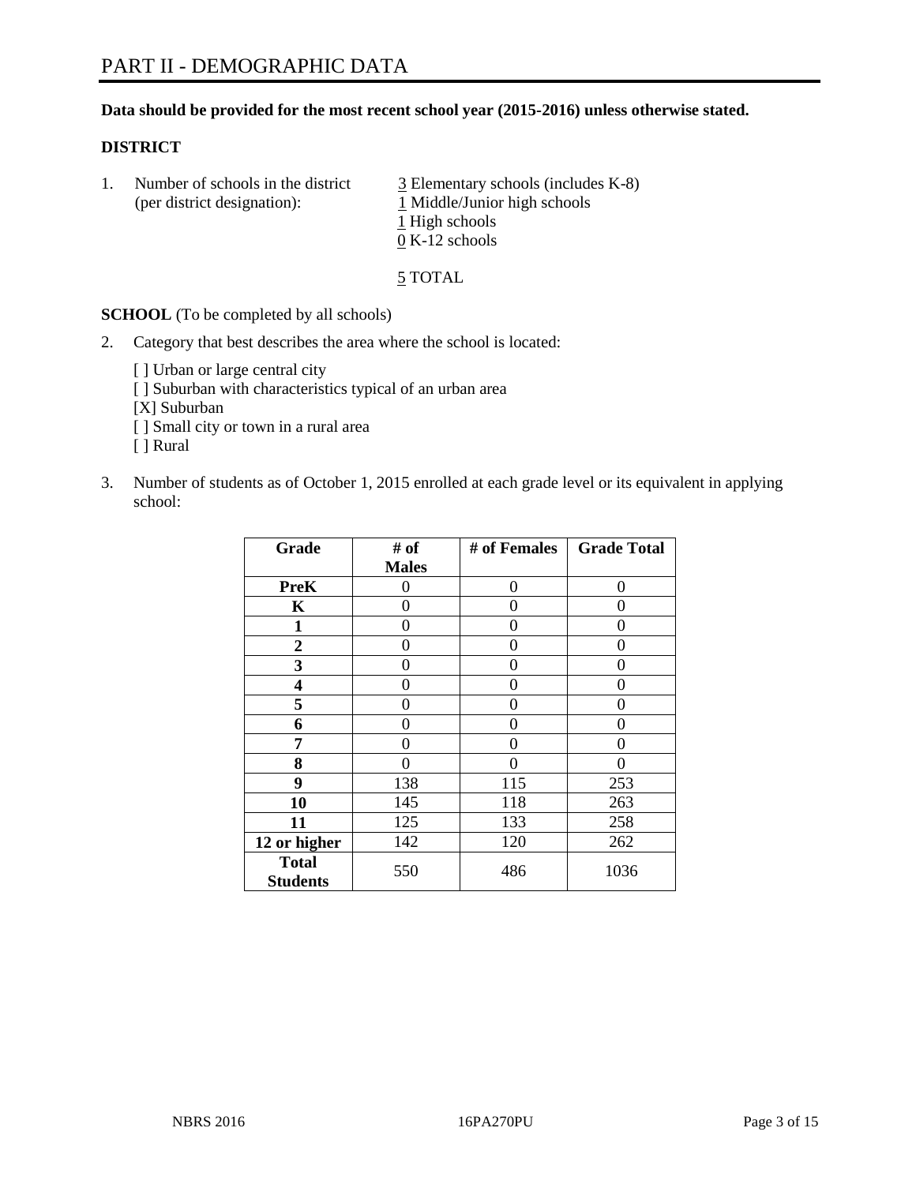# PART II - DEMOGRAPHIC DATA

**Data should be provided for the most recent school year (2015-2016) unless otherwise stated.**

## DISTRICT

1. Number of schools in the district (per district designation):
   - 3 Elementary schools (includes K-8)
   - 1 Middle/Junior high schools
   - 1 High schools
   - 0 K-12 schools

   5 TOTAL

**SCHOOL** (To be completed by all schools)

2. Category that best describes the area where the school is located:

   [ ] Urban or large central city
   [ ] Suburban with characteristics typical of an urban area
   [X] Suburban
   [ ] Small city or town in a rural area
   [ ] Rural

3. Number of students as of October 1, 2015 enrolled at each grade level or its equivalent in applying school:

| Grade | # of Males | # of Females | Grade Total |
|---|---|---|---|
| **PreK** | 0 | 0 | 0 |
| **K** | 0 | 0 | 0 |
| **1** | 0 | 0 | 0 |
| **2** | 0 | 0 | 0 |
| **3** | 0 | 0 | 0 |
| **4** | 0 | 0 | 0 |
| **5** | 0 | 0 | 0 |
| **6** | 0 | 0 | 0 |
| **7** | 0 | 0 | 0 |
| **8** | 0 | 0 | 0 |
| **9** | 138 | 115 | 253 |
| **10** | 145 | 118 | 263 |
| **11** | 125 | 133 | 258 |
| **12 or higher** | 142 | 120 | 262 |
| **Total Students** | 550 | 486 | 1036 |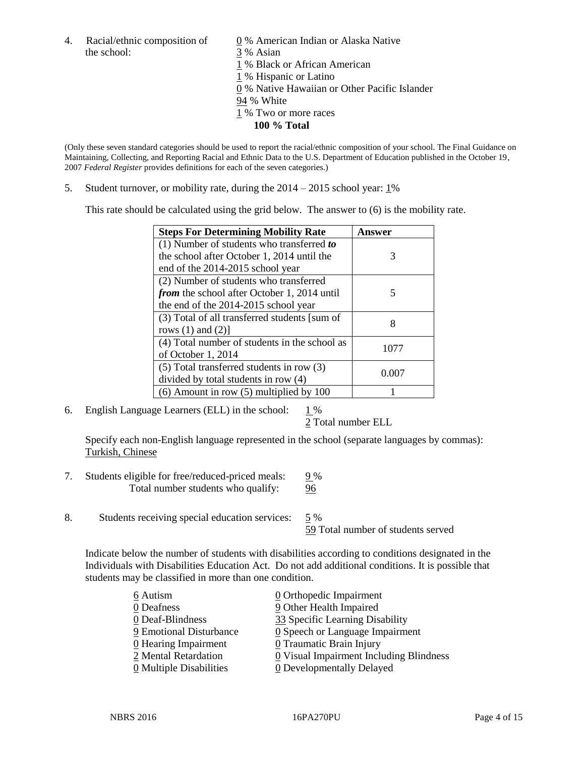4. Racial/ethnic composition of the school:

0 % American Indian or Alaska Native
3 % Asian
1 % Black or African American
1 % Hispanic or Latino
0 % Native Hawaiian or Other Pacific Islander
94 % White
1 % Two or more races
**100 % Total**

(Only these seven standard categories should be used to report the racial/ethnic composition of your school. The Final Guidance on Maintaining, Collecting, and Reporting Racial and Ethnic Data to the U.S. Department of Education published in the October 19, 2007 *Federal Register* provides definitions for each of the seven categories.)

5. Student turnover, or mobility rate, during the 2014 – 2015 school year: 1%

This rate should be calculated using the grid below. The answer to (6) is the mobility rate.

| Steps For Determining Mobility Rate | Answer |
|---|---|
| (1) Number of students who transferred ***to*** the school after October 1, 2014 until the end of the 2014-2015 school year | 3 |
| (2) Number of students who transferred ***from*** the school after October 1, 2014 until the end of the 2014-2015 school year | 5 |
| (3) Total of all transferred students [sum of rows (1) and (2)] | 8 |
| (4) Total number of students in the school as of October 1, 2014 | 1077 |
| (5) Total transferred students in row (3) divided by total students in row (4) | 0.007 |
| (6) Amount in row (5) multiplied by 100 | 1 |

6. English Language Learners (ELL) in the school: 1 %
2 Total number ELL

Specify each non-English language represented in the school (separate languages by commas): Turkish, Chinese

7. Students eligible for free/reduced-priced meals: 9 %
Total number students who qualify: 96

8. Students receiving special education services: 5 %
59 Total number of students served

Indicate below the number of students with disabilities according to conditions designated in the Individuals with Disabilities Education Act. Do not add additional conditions. It is possible that students may be classified in more than one condition.

6 Autism
0 Deafness
0 Deaf-Blindness
9 Emotional Disturbance
0 Hearing Impairment
2 Mental Retardation
0 Multiple Disabilities
0 Orthopedic Impairment
9 Other Health Impaired
33 Specific Learning Disability
0 Speech or Language Impairment
0 Traumatic Brain Injury
0 Visual Impairment Including Blindness
0 Developmentally Delayed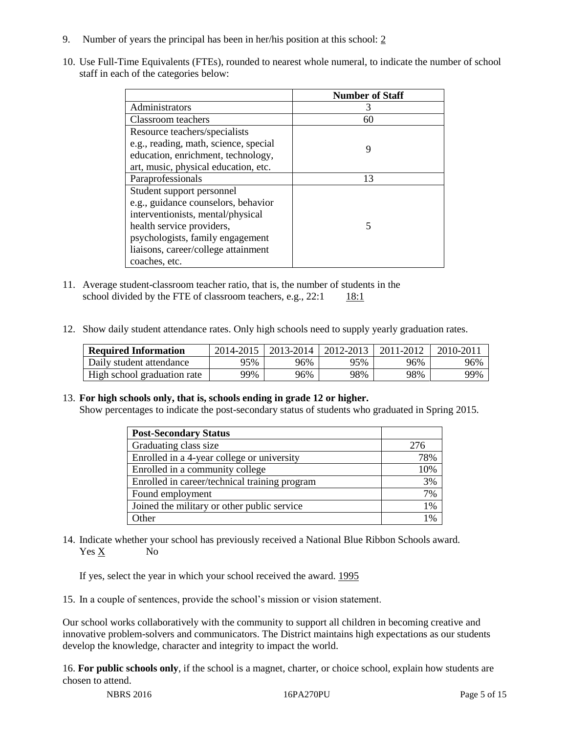9. Number of years the principal has been in her/his position at this school: 2

10. Use Full-Time Equivalents (FTEs), rounded to nearest whole numeral, to indicate the number of school staff in each of the categories below:

| | Number of Staff |
|---|---|
| Administrators | 3 |
| Classroom teachers | 60 |
| Resource teachers/specialists e.g., reading, math, science, special education, enrichment, technology, art, music, physical education, etc. | 9 |
| Paraprofessionals | 13 |
| Student support personnel e.g., guidance counselors, behavior interventionists, mental/physical health service providers, psychologists, family engagement liaisons, career/college attainment coaches, etc. | 5 |

11. Average student-classroom teacher ratio, that is, the number of students in the school divided by the FTE of classroom teachers, e.g., 22:1 18:1

12. Show daily student attendance rates. Only high schools need to supply yearly graduation rates.

| Required Information | 2014-2015 | 2013-2014 | 2012-2013 | 2011-2012 | 2010-2011 |
|---|---|---|---|---|---|
| Daily student attendance | 95% | 96% | 95% | 96% | 96% |
| High school graduation rate | 99% | 96% | 98% | 98% | 99% |

13. **For high schools only, that is, schools ending in grade 12 or higher.**
Show percentages to indicate the post-secondary status of students who graduated in Spring 2015.

| Post-Secondary Status | |
|---|---|
| Graduating class size | 276 |
| Enrolled in a 4-year college or university | 78% |
| Enrolled in a community college | 10% |
| Enrolled in career/technical training program | 3% |
| Found employment | 7% |
| Joined the military or other public service | 1% |
| Other | 1% |

14. Indicate whether your school has previously received a National Blue Ribbon Schools award.
Yes X No

If yes, select the year in which your school received the award. 1995

15. In a couple of sentences, provide the school's mission or vision statement.

Our school works collaboratively with the community to support all children in becoming creative and innovative problem-solvers and communicators. The District maintains high expectations as our students develop the knowledge, character and integrity to impact the world.

16. **For public schools only**, if the school is a magnet, charter, or choice school, explain how students are chosen to attend.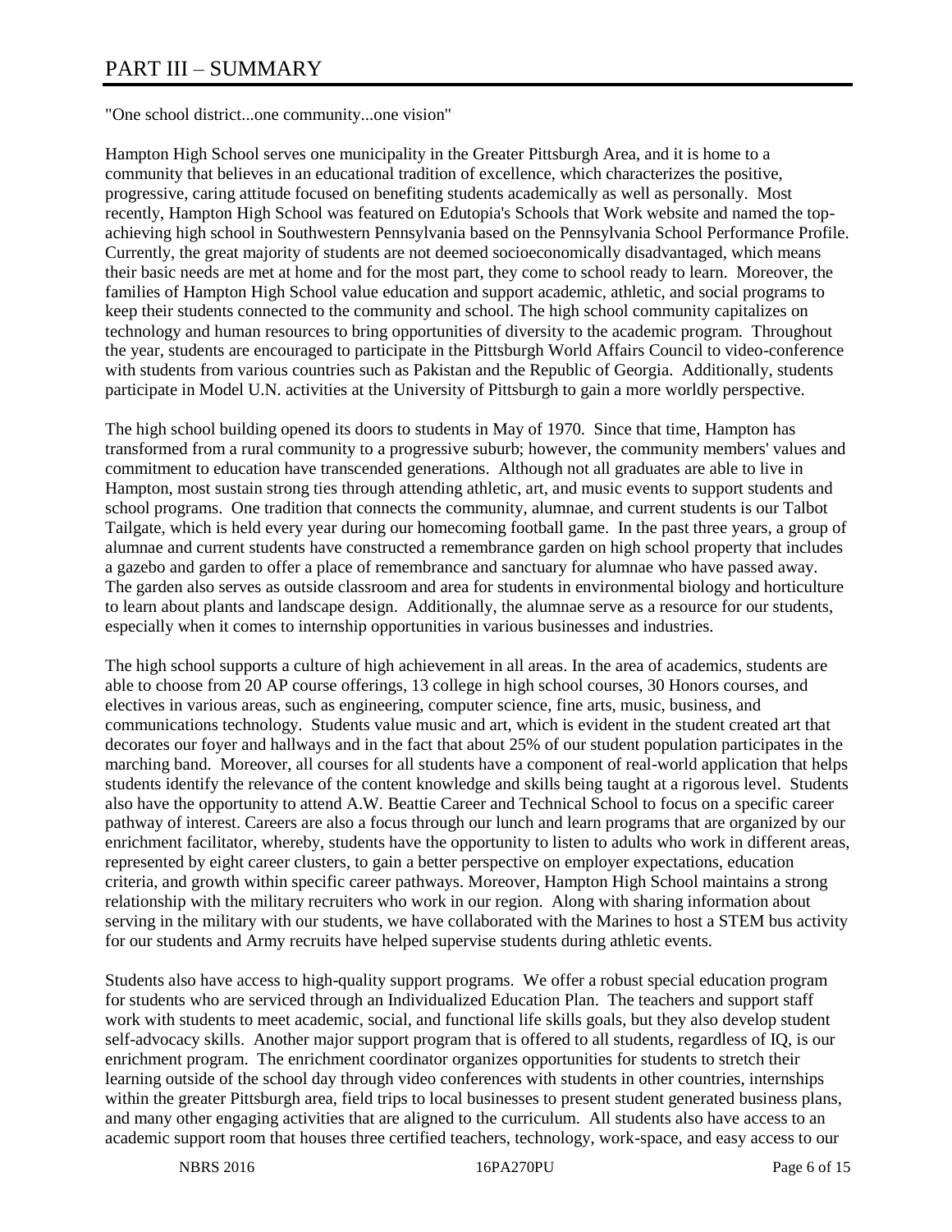# PART III – SUMMARY

"One school district...one community...one vision"

Hampton High School serves one municipality in the Greater Pittsburgh Area, and it is home to a community that believes in an educational tradition of excellence, which characterizes the positive, progressive, caring attitude focused on benefiting students academically as well as personally. Most recently, Hampton High School was featured on Edutopia's Schools that Work website and named the top-achieving high school in Southwestern Pennsylvania based on the Pennsylvania School Performance Profile. Currently, the great majority of students are not deemed socioeconomically disadvantaged, which means their basic needs are met at home and for the most part, they come to school ready to learn. Moreover, the families of Hampton High School value education and support academic, athletic, and social programs to keep their students connected to the community and school. The high school community capitalizes on technology and human resources to bring opportunities of diversity to the academic program. Throughout the year, students are encouraged to participate in the Pittsburgh World Affairs Council to video-conference with students from various countries such as Pakistan and the Republic of Georgia. Additionally, students participate in Model U.N. activities at the University of Pittsburgh to gain a more worldly perspective.

The high school building opened its doors to students in May of 1970. Since that time, Hampton has transformed from a rural community to a progressive suburb; however, the community members' values and commitment to education have transcended generations. Although not all graduates are able to live in Hampton, most sustain strong ties through attending athletic, art, and music events to support students and school programs. One tradition that connects the community, alumnae, and current students is our Talbot Tailgate, which is held every year during our homecoming football game. In the past three years, a group of alumnae and current students have constructed a remembrance garden on high school property that includes a gazebo and garden to offer a place of remembrance and sanctuary for alumnae who have passed away. The garden also serves as outside classroom and area for students in environmental biology and horticulture to learn about plants and landscape design. Additionally, the alumnae serve as a resource for our students, especially when it comes to internship opportunities in various businesses and industries.

The high school supports a culture of high achievement in all areas. In the area of academics, students are able to choose from 20 AP course offerings, 13 college in high school courses, 30 Honors courses, and electives in various areas, such as engineering, computer science, fine arts, music, business, and communications technology. Students value music and art, which is evident in the student created art that decorates our foyer and hallways and in the fact that about 25% of our student population participates in the marching band. Moreover, all courses for all students have a component of real-world application that helps students identify the relevance of the content knowledge and skills being taught at a rigorous level. Students also have the opportunity to attend A.W. Beattie Career and Technical School to focus on a specific career pathway of interest. Careers are also a focus through our lunch and learn programs that are organized by our enrichment facilitator, whereby, students have the opportunity to listen to adults who work in different areas, represented by eight career clusters, to gain a better perspective on employer expectations, education criteria, and growth within specific career pathways. Moreover, Hampton High School maintains a strong relationship with the military recruiters who work in our region. Along with sharing information about serving in the military with our students, we have collaborated with the Marines to host a STEM bus activity for our students and Army recruits have helped supervise students during athletic events.

Students also have access to high-quality support programs. We offer a robust special education program for students who are serviced through an Individualized Education Plan. The teachers and support staff work with students to meet academic, social, and functional life skills goals, but they also develop student self-advocacy skills. Another major support program that is offered to all students, regardless of IQ, is our enrichment program. The enrichment coordinator organizes opportunities for students to stretch their learning outside of the school day through video conferences with students in other countries, internships within the greater Pittsburgh area, field trips to local businesses to present student generated business plans, and many other engaging activities that are aligned to the curriculum. All students also have access to an academic support room that houses three certified teachers, technology, work-space, and easy access to our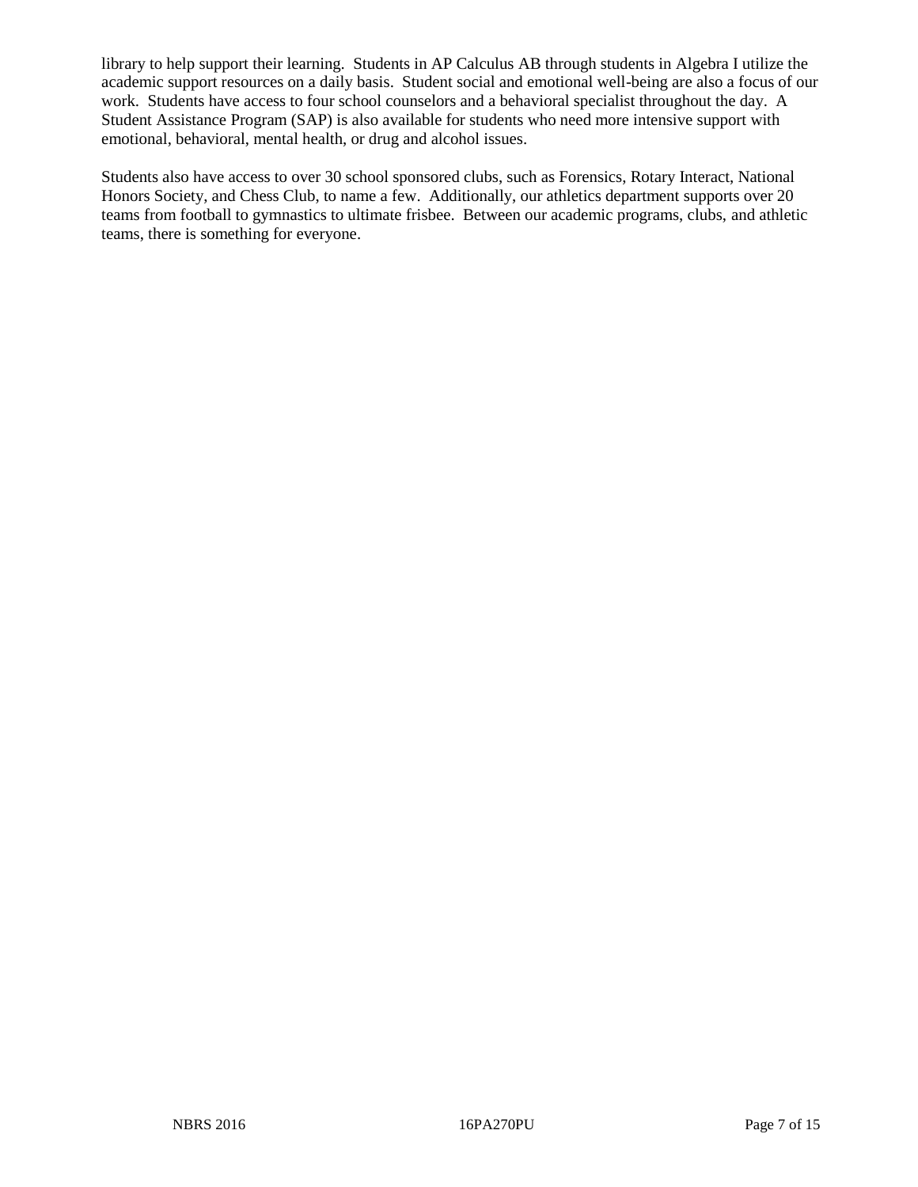library to help support their learning. Students in AP Calculus AB through students in Algebra I utilize the academic support resources on a daily basis. Student social and emotional well-being are also a focus of our work. Students have access to four school counselors and a behavioral specialist throughout the day. A Student Assistance Program (SAP) is also available for students who need more intensive support with emotional, behavioral, mental health, or drug and alcohol issues.

Students also have access to over 30 school sponsored clubs, such as Forensics, Rotary Interact, National Honors Society, and Chess Club, to name a few. Additionally, our athletics department supports over 20 teams from football to gymnastics to ultimate frisbee. Between our academic programs, clubs, and athletic teams, there is something for everyone.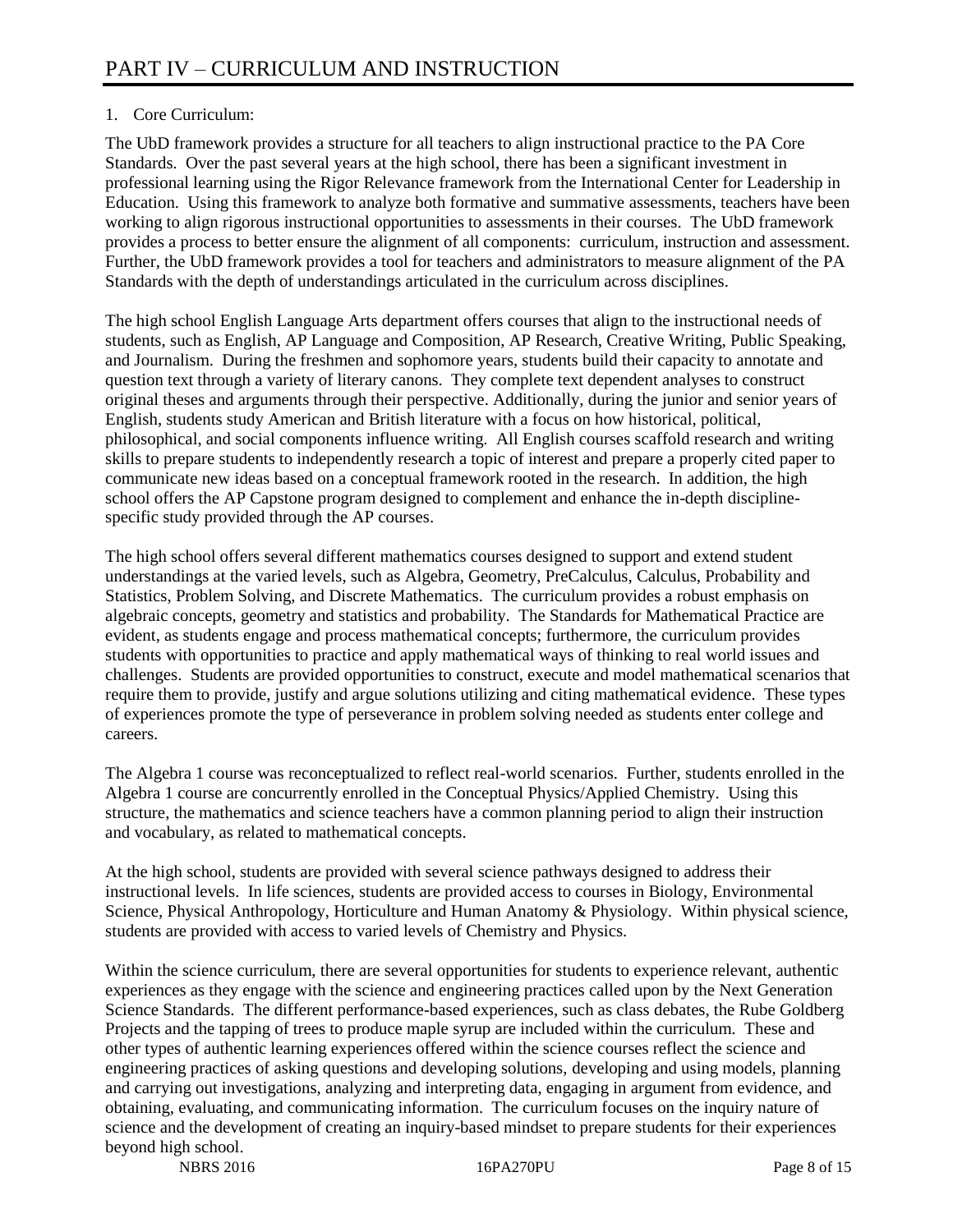# PART IV – CURRICULUM AND INSTRUCTION

1. Core Curriculum:

The UbD framework provides a structure for all teachers to align instructional practice to the PA Core Standards. Over the past several years at the high school, there has been a significant investment in professional learning using the Rigor Relevance framework from the International Center for Leadership in Education. Using this framework to analyze both formative and summative assessments, teachers have been working to align rigorous instructional opportunities to assessments in their courses. The UbD framework provides a process to better ensure the alignment of all components: curriculum, instruction and assessment. Further, the UbD framework provides a tool for teachers and administrators to measure alignment of the PA Standards with the depth of understandings articulated in the curriculum across disciplines.

The high school English Language Arts department offers courses that align to the instructional needs of students, such as English, AP Language and Composition, AP Research, Creative Writing, Public Speaking, and Journalism. During the freshmen and sophomore years, students build their capacity to annotate and question text through a variety of literary canons. They complete text dependent analyses to construct original theses and arguments through their perspective. Additionally, during the junior and senior years of English, students study American and British literature with a focus on how historical, political, philosophical, and social components influence writing. All English courses scaffold research and writing skills to prepare students to independently research a topic of interest and prepare a properly cited paper to communicate new ideas based on a conceptual framework rooted in the research. In addition, the high school offers the AP Capstone program designed to complement and enhance the in-depth discipline-specific study provided through the AP courses.

The high school offers several different mathematics courses designed to support and extend student understandings at the varied levels, such as Algebra, Geometry, PreCalculus, Calculus, Probability and Statistics, Problem Solving, and Discrete Mathematics. The curriculum provides a robust emphasis on algebraic concepts, geometry and statistics and probability. The Standards for Mathematical Practice are evident, as students engage and process mathematical concepts; furthermore, the curriculum provides students with opportunities to practice and apply mathematical ways of thinking to real world issues and challenges. Students are provided opportunities to construct, execute and model mathematical scenarios that require them to provide, justify and argue solutions utilizing and citing mathematical evidence. These types of experiences promote the type of perseverance in problem solving needed as students enter college and careers.

The Algebra 1 course was reconceptualized to reflect real-world scenarios. Further, students enrolled in the Algebra 1 course are concurrently enrolled in the Conceptual Physics/Applied Chemistry. Using this structure, the mathematics and science teachers have a common planning period to align their instruction and vocabulary, as related to mathematical concepts.

At the high school, students are provided with several science pathways designed to address their instructional levels. In life sciences, students are provided access to courses in Biology, Environmental Science, Physical Anthropology, Horticulture and Human Anatomy & Physiology. Within physical science, students are provided with access to varied levels of Chemistry and Physics.

Within the science curriculum, there are several opportunities for students to experience relevant, authentic experiences as they engage with the science and engineering practices called upon by the Next Generation Science Standards. The different performance-based experiences, such as class debates, the Rube Goldberg Projects and the tapping of trees to produce maple syrup are included within the curriculum. These and other types of authentic learning experiences offered within the science courses reflect the science and engineering practices of asking questions and developing solutions, developing and using models, planning and carrying out investigations, analyzing and interpreting data, engaging in argument from evidence, and obtaining, evaluating, and communicating information. The curriculum focuses on the inquiry nature of science and the development of creating an inquiry-based mindset to prepare students for their experiences beyond high school.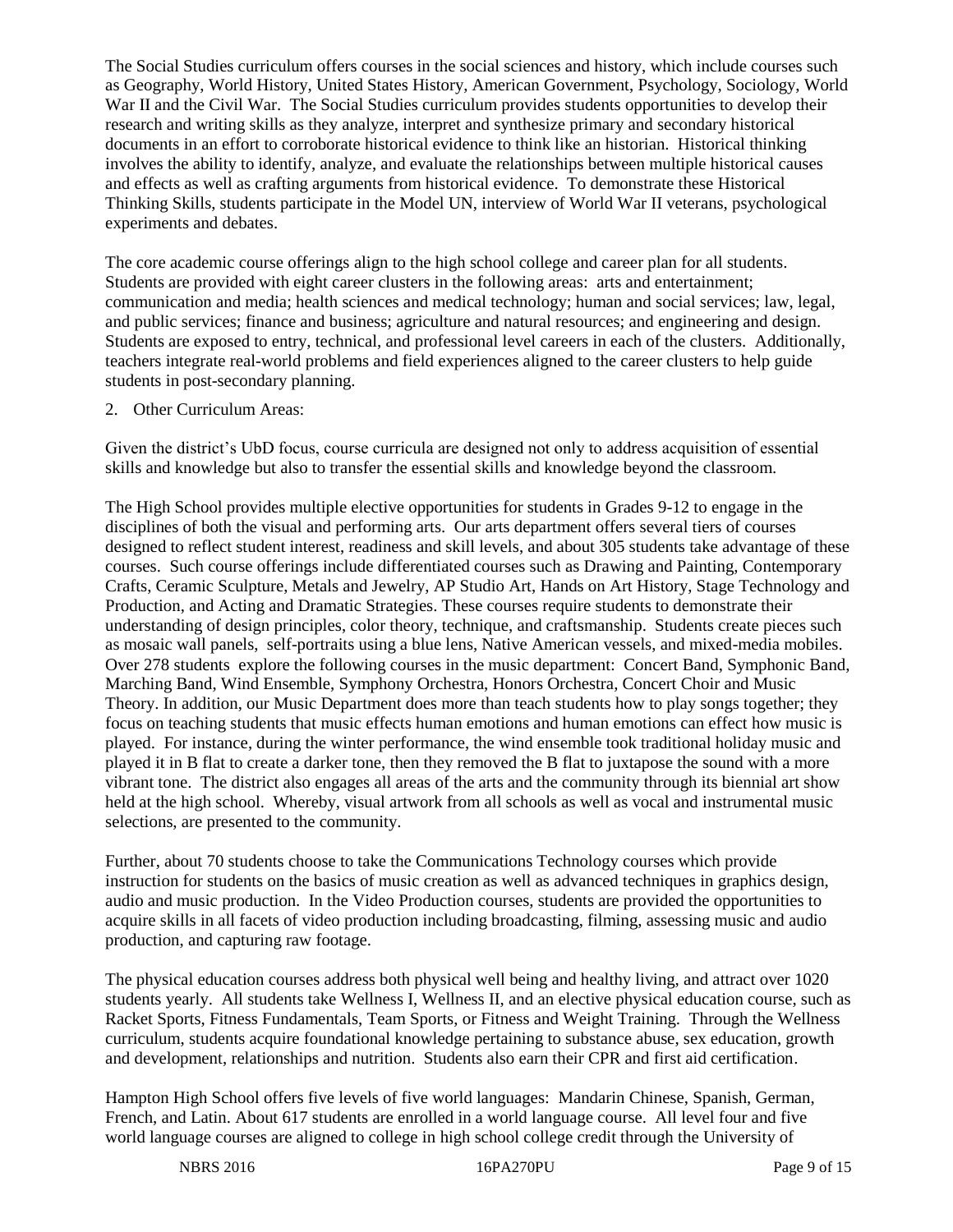The Social Studies curriculum offers courses in the social sciences and history, which include courses such as Geography, World History, United States History, American Government, Psychology, Sociology, World War II and the Civil War. The Social Studies curriculum provides students opportunities to develop their research and writing skills as they analyze, interpret and synthesize primary and secondary historical documents in an effort to corroborate historical evidence to think like an historian. Historical thinking involves the ability to identify, analyze, and evaluate the relationships between multiple historical causes and effects as well as crafting arguments from historical evidence. To demonstrate these Historical Thinking Skills, students participate in the Model UN, interview of World War II veterans, psychological experiments and debates.

The core academic course offerings align to the high school college and career plan for all students. Students are provided with eight career clusters in the following areas: arts and entertainment; communication and media; health sciences and medical technology; human and social services; law, legal, and public services; finance and business; agriculture and natural resources; and engineering and design. Students are exposed to entry, technical, and professional level careers in each of the clusters. Additionally, teachers integrate real-world problems and field experiences aligned to the career clusters to help guide students in post-secondary planning.

2. Other Curriculum Areas:

Given the district's UbD focus, course curricula are designed not only to address acquisition of essential skills and knowledge but also to transfer the essential skills and knowledge beyond the classroom.

The High School provides multiple elective opportunities for students in Grades 9-12 to engage in the disciplines of both the visual and performing arts. Our arts department offers several tiers of courses designed to reflect student interest, readiness and skill levels, and about 305 students take advantage of these courses. Such course offerings include differentiated courses such as Drawing and Painting, Contemporary Crafts, Ceramic Sculpture, Metals and Jewelry, AP Studio Art, Hands on Art History, Stage Technology and Production, and Acting and Dramatic Strategies. These courses require students to demonstrate their understanding of design principles, color theory, technique, and craftsmanship. Students create pieces such as mosaic wall panels, self-portraits using a blue lens, Native American vessels, and mixed-media mobiles. Over 278 students explore the following courses in the music department: Concert Band, Symphonic Band, Marching Band, Wind Ensemble, Symphony Orchestra, Honors Orchestra, Concert Choir and Music Theory. In addition, our Music Department does more than teach students how to play songs together; they focus on teaching students that music effects human emotions and human emotions can effect how music is played. For instance, during the winter performance, the wind ensemble took traditional holiday music and played it in B flat to create a darker tone, then they removed the B flat to juxtapose the sound with a more vibrant tone. The district also engages all areas of the arts and the community through its biennial art show held at the high school. Whereby, visual artwork from all schools as well as vocal and instrumental music selections, are presented to the community.

Further, about 70 students choose to take the Communications Technology courses which provide instruction for students on the basics of music creation as well as advanced techniques in graphics design, audio and music production. In the Video Production courses, students are provided the opportunities to acquire skills in all facets of video production including broadcasting, filming, assessing music and audio production, and capturing raw footage.

The physical education courses address both physical well being and healthy living, and attract over 1020 students yearly. All students take Wellness I, Wellness II, and an elective physical education course, such as Racket Sports, Fitness Fundamentals, Team Sports, or Fitness and Weight Training. Through the Wellness curriculum, students acquire foundational knowledge pertaining to substance abuse, sex education, growth and development, relationships and nutrition. Students also earn their CPR and first aid certification.

Hampton High School offers five levels of five world languages: Mandarin Chinese, Spanish, German, French, and Latin. About 617 students are enrolled in a world language course. All level four and five world language courses are aligned to college in high school college credit through the University of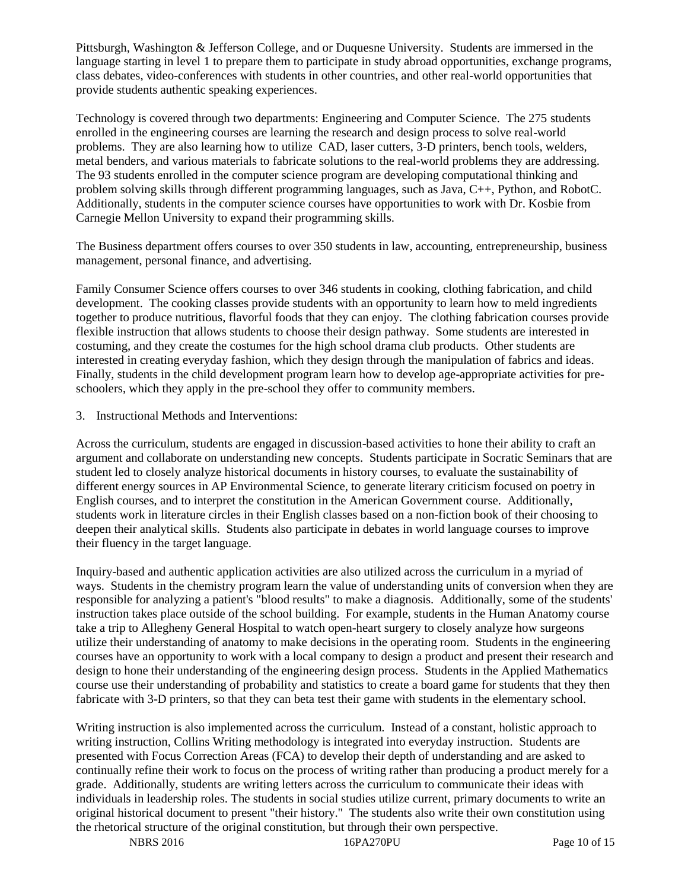Pittsburgh, Washington & Jefferson College, and or Duquesne University. Students are immersed in the language starting in level 1 to prepare them to participate in study abroad opportunities, exchange programs, class debates, video-conferences with students in other countries, and other real-world opportunities that provide students authentic speaking experiences.

Technology is covered through two departments: Engineering and Computer Science. The 275 students enrolled in the engineering courses are learning the research and design process to solve real-world problems. They are also learning how to utilize CAD, laser cutters, 3-D printers, bench tools, welders, metal benders, and various materials to fabricate solutions to the real-world problems they are addressing. The 93 students enrolled in the computer science program are developing computational thinking and problem solving skills through different programming languages, such as Java, C++, Python, and RobotC. Additionally, students in the computer science courses have opportunities to work with Dr. Kosbie from Carnegie Mellon University to expand their programming skills.

The Business department offers courses to over 350 students in law, accounting, entrepreneurship, business management, personal finance, and advertising.

Family Consumer Science offers courses to over 346 students in cooking, clothing fabrication, and child development. The cooking classes provide students with an opportunity to learn how to meld ingredients together to produce nutritious, flavorful foods that they can enjoy. The clothing fabrication courses provide flexible instruction that allows students to choose their design pathway. Some students are interested in costuming, and they create the costumes for the high school drama club products. Other students are interested in creating everyday fashion, which they design through the manipulation of fabrics and ideas. Finally, students in the child development program learn how to develop age-appropriate activities for pre-schoolers, which they apply in the pre-school they offer to community members.

3. Instructional Methods and Interventions:

Across the curriculum, students are engaged in discussion-based activities to hone their ability to craft an argument and collaborate on understanding new concepts. Students participate in Socratic Seminars that are student led to closely analyze historical documents in history courses, to evaluate the sustainability of different energy sources in AP Environmental Science, to generate literary criticism focused on poetry in English courses, and to interpret the constitution in the American Government course. Additionally, students work in literature circles in their English classes based on a non-fiction book of their choosing to deepen their analytical skills. Students also participate in debates in world language courses to improve their fluency in the target language.

Inquiry-based and authentic application activities are also utilized across the curriculum in a myriad of ways. Students in the chemistry program learn the value of understanding units of conversion when they are responsible for analyzing a patient's "blood results" to make a diagnosis. Additionally, some of the students' instruction takes place outside of the school building. For example, students in the Human Anatomy course take a trip to Allegheny General Hospital to watch open-heart surgery to closely analyze how surgeons utilize their understanding of anatomy to make decisions in the operating room. Students in the engineering courses have an opportunity to work with a local company to design a product and present their research and design to hone their understanding of the engineering design process. Students in the Applied Mathematics course use their understanding of probability and statistics to create a board game for students that they then fabricate with 3-D printers, so that they can beta test their game with students in the elementary school.

Writing instruction is also implemented across the curriculum. Instead of a constant, holistic approach to writing instruction, Collins Writing methodology is integrated into everyday instruction. Students are presented with Focus Correction Areas (FCA) to develop their depth of understanding and are asked to continually refine their work to focus on the process of writing rather than producing a product merely for a grade. Additionally, students are writing letters across the curriculum to communicate their ideas with individuals in leadership roles. The students in social studies utilize current, primary documents to write an original historical document to present "their history." The students also write their own constitution using the rhetorical structure of the original constitution, but through their own perspective.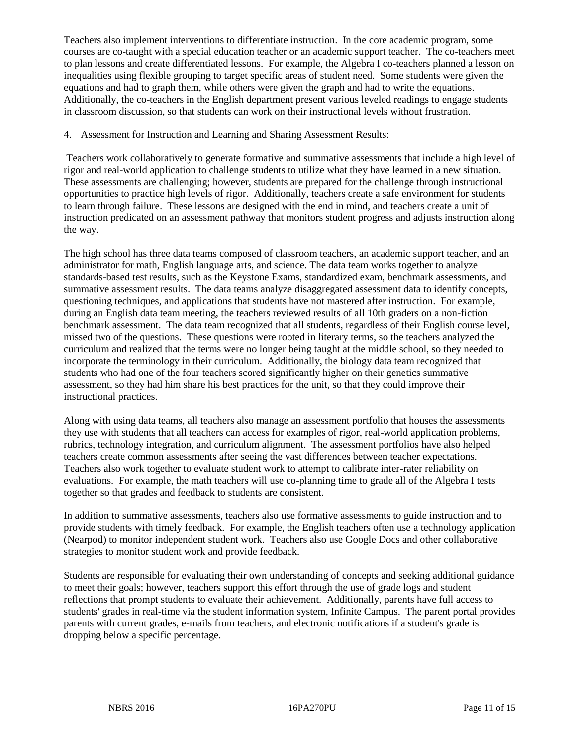Teachers also implement interventions to differentiate instruction. In the core academic program, some courses are co-taught with a special education teacher or an academic support teacher. The co-teachers meet to plan lessons and create differentiated lessons. For example, the Algebra I co-teachers planned a lesson on inequalities using flexible grouping to target specific areas of student need. Some students were given the equations and had to graph them, while others were given the graph and had to write the equations. Additionally, the co-teachers in the English department present various leveled readings to engage students in classroom discussion, so that students can work on their instructional levels without frustration.

4. Assessment for Instruction and Learning and Sharing Assessment Results:

Teachers work collaboratively to generate formative and summative assessments that include a high level of rigor and real-world application to challenge students to utilize what they have learned in a new situation. These assessments are challenging; however, students are prepared for the challenge through instructional opportunities to practice high levels of rigor. Additionally, teachers create a safe environment for students to learn through failure. These lessons are designed with the end in mind, and teachers create a unit of instruction predicated on an assessment pathway that monitors student progress and adjusts instruction along the way.

The high school has three data teams composed of classroom teachers, an academic support teacher, and an administrator for math, English language arts, and science. The data team works together to analyze standards-based test results, such as the Keystone Exams, standardized exam, benchmark assessments, and summative assessment results. The data teams analyze disaggregated assessment data to identify concepts, questioning techniques, and applications that students have not mastered after instruction. For example, during an English data team meeting, the teachers reviewed results of all 10th graders on a non-fiction benchmark assessment. The data team recognized that all students, regardless of their English course level, missed two of the questions. These questions were rooted in literary terms, so the teachers analyzed the curriculum and realized that the terms were no longer being taught at the middle school, so they needed to incorporate the terminology in their curriculum. Additionally, the biology data team recognized that students who had one of the four teachers scored significantly higher on their genetics summative assessment, so they had him share his best practices for the unit, so that they could improve their instructional practices.

Along with using data teams, all teachers also manage an assessment portfolio that houses the assessments they use with students that all teachers can access for examples of rigor, real-world application problems, rubrics, technology integration, and curriculum alignment. The assessment portfolios have also helped teachers create common assessments after seeing the vast differences between teacher expectations. Teachers also work together to evaluate student work to attempt to calibrate inter-rater reliability on evaluations. For example, the math teachers will use co-planning time to grade all of the Algebra I tests together so that grades and feedback to students are consistent.

In addition to summative assessments, teachers also use formative assessments to guide instruction and to provide students with timely feedback. For example, the English teachers often use a technology application (Nearpod) to monitor independent student work. Teachers also use Google Docs and other collaborative strategies to monitor student work and provide feedback.

Students are responsible for evaluating their own understanding of concepts and seeking additional guidance to meet their goals; however, teachers support this effort through the use of grade logs and student reflections that prompt students to evaluate their achievement. Additionally, parents have full access to students' grades in real-time via the student information system, Infinite Campus. The parent portal provides parents with current grades, e-mails from teachers, and electronic notifications if a student's grade is dropping below a specific percentage.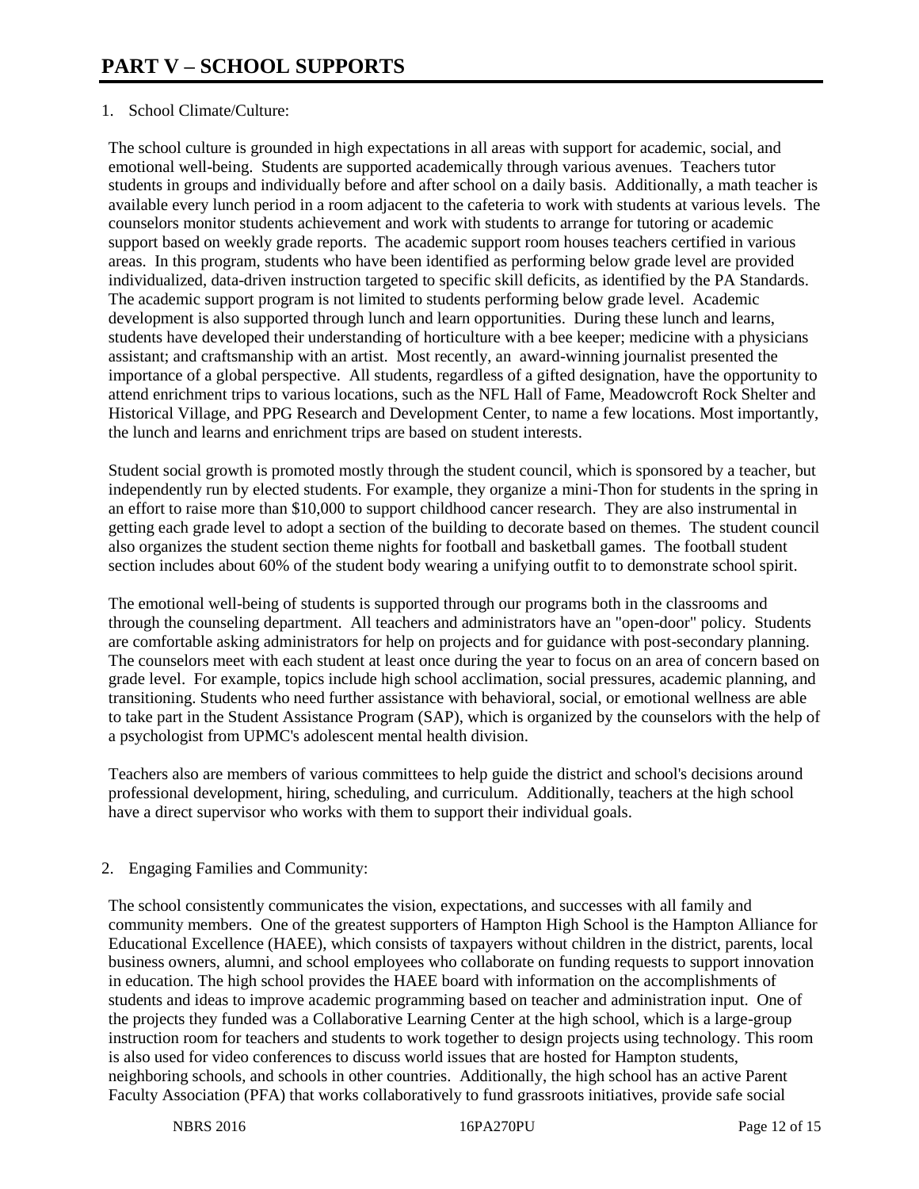# PART V – SCHOOL SUPPORTS

1. School Climate/Culture:

The school culture is grounded in high expectations in all areas with support for academic, social, and emotional well-being. Students are supported academically through various avenues. Teachers tutor students in groups and individually before and after school on a daily basis. Additionally, a math teacher is available every lunch period in a room adjacent to the cafeteria to work with students at various levels. The counselors monitor students achievement and work with students to arrange for tutoring or academic support based on weekly grade reports. The academic support room houses teachers certified in various areas. In this program, students who have been identified as performing below grade level are provided individualized, data-driven instruction targeted to specific skill deficits, as identified by the PA Standards. The academic support program is not limited to students performing below grade level. Academic development is also supported through lunch and learn opportunities. During these lunch and learns, students have developed their understanding of horticulture with a bee keeper; medicine with a physicians assistant; and craftsmanship with an artist. Most recently, an award-winning journalist presented the importance of a global perspective. All students, regardless of a gifted designation, have the opportunity to attend enrichment trips to various locations, such as the NFL Hall of Fame, Meadowcroft Rock Shelter and Historical Village, and PPG Research and Development Center, to name a few locations. Most importantly, the lunch and learns and enrichment trips are based on student interests.

Student social growth is promoted mostly through the student council, which is sponsored by a teacher, but independently run by elected students. For example, they organize a mini-Thon for students in the spring in an effort to raise more than $10,000 to support childhood cancer research. They are also instrumental in getting each grade level to adopt a section of the building to decorate based on themes. The student council also organizes the student section theme nights for football and basketball games. The football student section includes about 60% of the student body wearing a unifying outfit to to demonstrate school spirit.

The emotional well-being of students is supported through our programs both in the classrooms and through the counseling department. All teachers and administrators have an "open-door" policy. Students are comfortable asking administrators for help on projects and for guidance with post-secondary planning. The counselors meet with each student at least once during the year to focus on an area of concern based on grade level. For example, topics include high school acclimation, social pressures, academic planning, and transitioning. Students who need further assistance with behavioral, social, or emotional wellness are able to take part in the Student Assistance Program (SAP), which is organized by the counselors with the help of a psychologist from UPMC's adolescent mental health division.

Teachers also are members of various committees to help guide the district and school's decisions around professional development, hiring, scheduling, and curriculum. Additionally, teachers at the high school have a direct supervisor who works with them to support their individual goals.

2. Engaging Families and Community:

The school consistently communicates the vision, expectations, and successes with all family and community members. One of the greatest supporters of Hampton High School is the Hampton Alliance for Educational Excellence (HAEE), which consists of taxpayers without children in the district, parents, local business owners, alumni, and school employees who collaborate on funding requests to support innovation in education. The high school provides the HAEE board with information on the accomplishments of students and ideas to improve academic programming based on teacher and administration input. One of the projects they funded was a Collaborative Learning Center at the high school, which is a large-group instruction room for teachers and students to work together to design projects using technology. This room is also used for video conferences to discuss world issues that are hosted for Hampton students, neighboring schools, and schools in other countries. Additionally, the high school has an active Parent Faculty Association (PFA) that works collaboratively to fund grassroots initiatives, provide safe social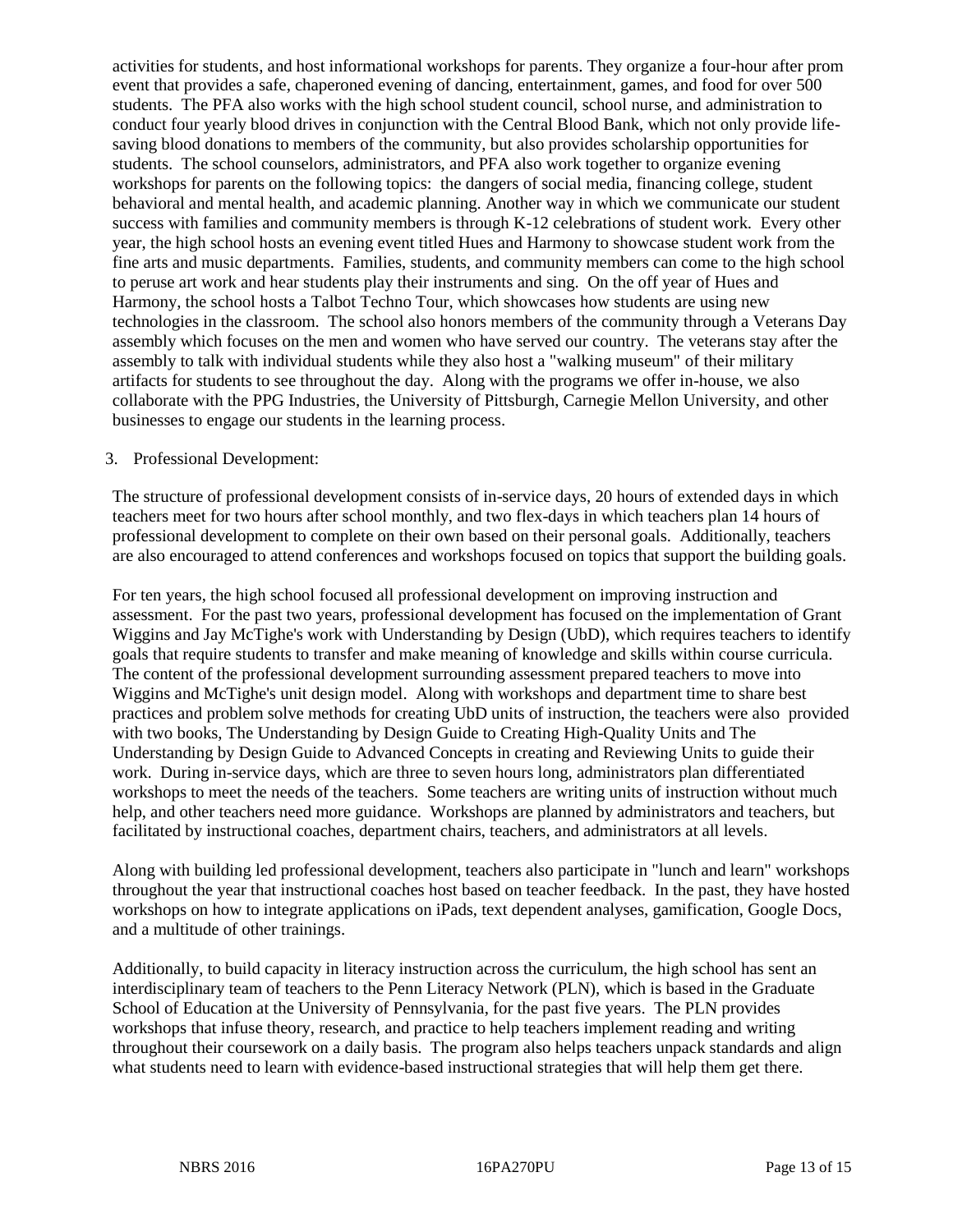activities for students, and host informational workshops for parents. They organize a four-hour after prom event that provides a safe, chaperoned evening of dancing, entertainment, games, and food for over 500 students. The PFA also works with the high school student council, school nurse, and administration to conduct four yearly blood drives in conjunction with the Central Blood Bank, which not only provide life-saving blood donations to members of the community, but also provides scholarship opportunities for students. The school counselors, administrators, and PFA also work together to organize evening workshops for parents on the following topics: the dangers of social media, financing college, student behavioral and mental health, and academic planning. Another way in which we communicate our student success with families and community members is through K-12 celebrations of student work. Every other year, the high school hosts an evening event titled Hues and Harmony to showcase student work from the fine arts and music departments. Families, students, and community members can come to the high school to peruse art work and hear students play their instruments and sing. On the off year of Hues and Harmony, the school hosts a Talbot Techno Tour, which showcases how students are using new technologies in the classroom. The school also honors members of the community through a Veterans Day assembly which focuses on the men and women who have served our country. The veterans stay after the assembly to talk with individual students while they also host a "walking museum" of their military artifacts for students to see throughout the day. Along with the programs we offer in-house, we also collaborate with the PPG Industries, the University of Pittsburgh, Carnegie Mellon University, and other businesses to engage our students in the learning process.

3. Professional Development:

The structure of professional development consists of in-service days, 20 hours of extended days in which teachers meet for two hours after school monthly, and two flex-days in which teachers plan 14 hours of professional development to complete on their own based on their personal goals. Additionally, teachers are also encouraged to attend conferences and workshops focused on topics that support the building goals.

For ten years, the high school focused all professional development on improving instruction and assessment. For the past two years, professional development has focused on the implementation of Grant Wiggins and Jay McTighe's work with Understanding by Design (UbD), which requires teachers to identify goals that require students to transfer and make meaning of knowledge and skills within course curricula. The content of the professional development surrounding assessment prepared teachers to move into Wiggins and McTighe's unit design model. Along with workshops and department time to share best practices and problem solve methods for creating UbD units of instruction, the teachers were also provided with two books, The Understanding by Design Guide to Creating High-Quality Units and The Understanding by Design Guide to Advanced Concepts in creating and Reviewing Units to guide their work. During in-service days, which are three to seven hours long, administrators plan differentiated workshops to meet the needs of the teachers. Some teachers are writing units of instruction without much help, and other teachers need more guidance. Workshops are planned by administrators and teachers, but facilitated by instructional coaches, department chairs, teachers, and administrators at all levels.

Along with building led professional development, teachers also participate in "lunch and learn" workshops throughout the year that instructional coaches host based on teacher feedback. In the past, they have hosted workshops on how to integrate applications on iPads, text dependent analyses, gamification, Google Docs, and a multitude of other trainings.

Additionally, to build capacity in literacy instruction across the curriculum, the high school has sent an interdisciplinary team of teachers to the Penn Literacy Network (PLN), which is based in the Graduate School of Education at the University of Pennsylvania, for the past five years. The PLN provides workshops that infuse theory, research, and practice to help teachers implement reading and writing throughout their coursework on a daily basis. The program also helps teachers unpack standards and align what students need to learn with evidence-based instructional strategies that will help them get there.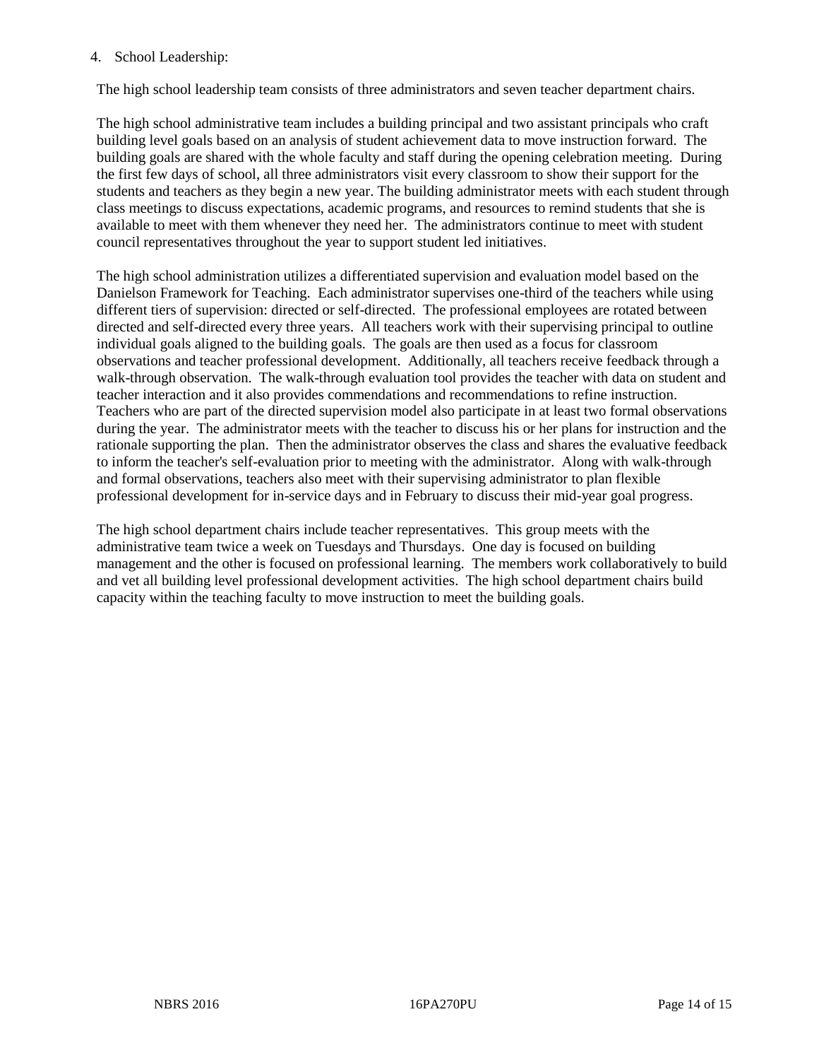4. School Leadership:

The high school leadership team consists of three administrators and seven teacher department chairs.

The high school administrative team includes a building principal and two assistant principals who craft building level goals based on an analysis of student achievement data to move instruction forward. The building goals are shared with the whole faculty and staff during the opening celebration meeting. During the first few days of school, all three administrators visit every classroom to show their support for the students and teachers as they begin a new year. The building administrator meets with each student through class meetings to discuss expectations, academic programs, and resources to remind students that she is available to meet with them whenever they need her. The administrators continue to meet with student council representatives throughout the year to support student led initiatives.

The high school administration utilizes a differentiated supervision and evaluation model based on the Danielson Framework for Teaching. Each administrator supervises one-third of the teachers while using different tiers of supervision: directed or self-directed. The professional employees are rotated between directed and self-directed every three years. All teachers work with their supervising principal to outline individual goals aligned to the building goals. The goals are then used as a focus for classroom observations and teacher professional development. Additionally, all teachers receive feedback through a walk-through observation. The walk-through evaluation tool provides the teacher with data on student and teacher interaction and it also provides commendations and recommendations to refine instruction. Teachers who are part of the directed supervision model also participate in at least two formal observations during the year. The administrator meets with the teacher to discuss his or her plans for instruction and the rationale supporting the plan. Then the administrator observes the class and shares the evaluative feedback to inform the teacher's self-evaluation prior to meeting with the administrator. Along with walk-through and formal observations, teachers also meet with their supervising administrator to plan flexible professional development for in-service days and in February to discuss their mid-year goal progress.

The high school department chairs include teacher representatives. This group meets with the administrative team twice a week on Tuesdays and Thursdays. One day is focused on building management and the other is focused on professional learning. The members work collaboratively to build and vet all building level professional development activities. The high school department chairs build capacity within the teaching faculty to move instruction to meet the building goals.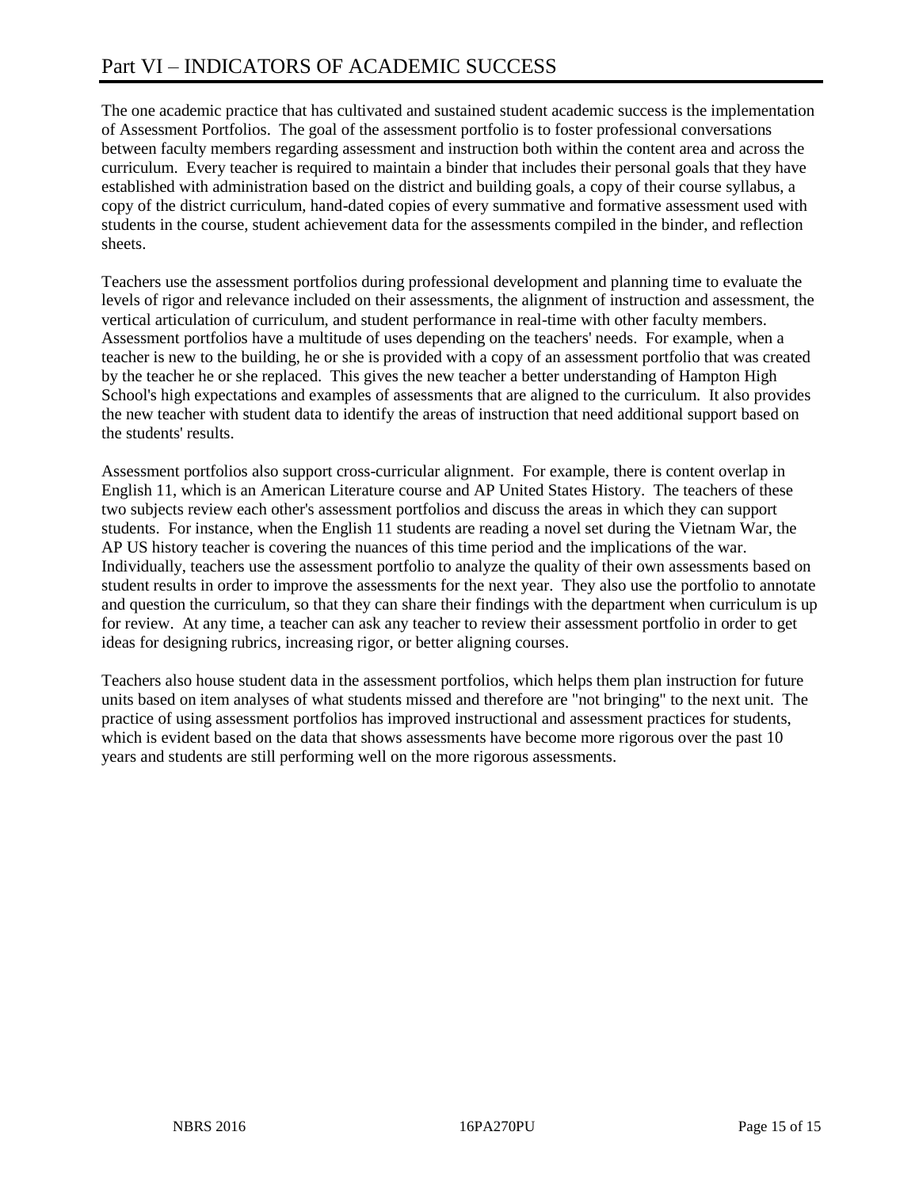# Part VI – INDICATORS OF ACADEMIC SUCCESS

The one academic practice that has cultivated and sustained student academic success is the implementation of Assessment Portfolios. The goal of the assessment portfolio is to foster professional conversations between faculty members regarding assessment and instruction both within the content area and across the curriculum. Every teacher is required to maintain a binder that includes their personal goals that they have established with administration based on the district and building goals, a copy of their course syllabus, a copy of the district curriculum, hand-dated copies of every summative and formative assessment used with students in the course, student achievement data for the assessments compiled in the binder, and reflection sheets.

Teachers use the assessment portfolios during professional development and planning time to evaluate the levels of rigor and relevance included on their assessments, the alignment of instruction and assessment, the vertical articulation of curriculum, and student performance in real-time with other faculty members. Assessment portfolios have a multitude of uses depending on the teachers' needs. For example, when a teacher is new to the building, he or she is provided with a copy of an assessment portfolio that was created by the teacher he or she replaced. This gives the new teacher a better understanding of Hampton High School's high expectations and examples of assessments that are aligned to the curriculum. It also provides the new teacher with student data to identify the areas of instruction that need additional support based on the students' results.

Assessment portfolios also support cross-curricular alignment. For example, there is content overlap in English 11, which is an American Literature course and AP United States History. The teachers of these two subjects review each other's assessment portfolios and discuss the areas in which they can support students. For instance, when the English 11 students are reading a novel set during the Vietnam War, the AP US history teacher is covering the nuances of this time period and the implications of the war. Individually, teachers use the assessment portfolio to analyze the quality of their own assessments based on student results in order to improve the assessments for the next year. They also use the portfolio to annotate and question the curriculum, so that they can share their findings with the department when curriculum is up for review. At any time, a teacher can ask any teacher to review their assessment portfolio in order to get ideas for designing rubrics, increasing rigor, or better aligning courses.

Teachers also house student data in the assessment portfolios, which helps them plan instruction for future units based on item analyses of what students missed and therefore are "not bringing" to the next unit. The practice of using assessment portfolios has improved instructional and assessment practices for students, which is evident based on the data that shows assessments have become more rigorous over the past 10 years and students are still performing well on the more rigorous assessments.